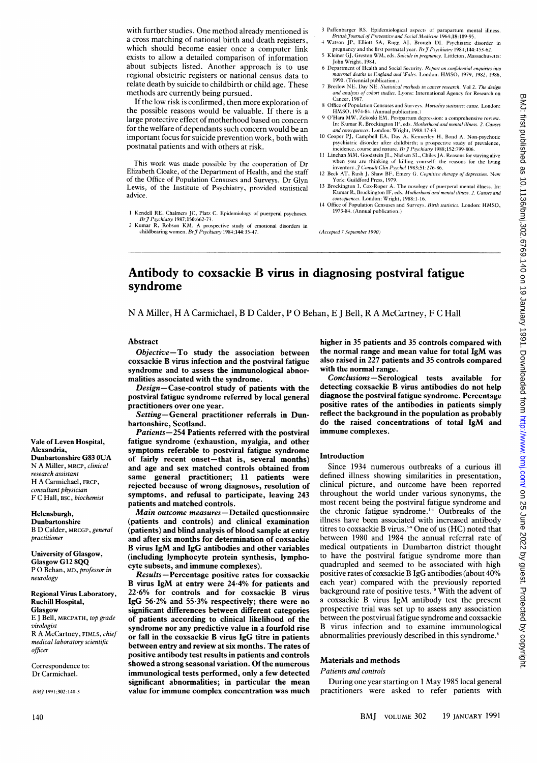with further studies. One method already mentioned is a cross matching of national birth and death registers, which should become easier once a computer link exists to allow a detailed comparison of information about subjects listed. Another approach is to use regional obstetric registers or national census data to relate death by suicide to childbirth or child age. These methods are currently being pursued.

If the low risk is confirmed, then more exploration of the possible reasons would be valuable. If there is a large protective effect of motherhood based on concern for the welfare of dependants such concern would be an important focus for suicide prevention work, both with postnatal patients and with others at risk.

This work was made possible by the cooperation of Dr Elizabeth Cloake, of the Department of Health, and the staff of the Office of Population Censuses and Surveys. Dr Glyn Lewis, of the Institute of Psychiatry, provided statistical advice.

1 Kendell RE, Chalmers JC, Platz C. Epidemiology of puerperal psychoses. *Br J Psychiatry* 1987;150:662-73.
2 Kumar R, Robson KM. A prospective study of emotional disorders in childbearing women. *Br J Psychiatry* 1984;144:35-47.
3 Paffenbarger RS. Epidemiological aspects of parapartum mental illness. *British Journal of Preventive and Social Medicine* 1964;18:189-95.
4 Watson JP, Elliott SA, Rugg AJ, Brough DI. Psychiatric disorder in pregnancy and the first postnatal year. *Br J Psychiatry* 1984;144:453-62.
5 Kleiner GJ, Greston WM, eds. *Suicide in pregnancy*. Littleton, Massachusetts: John Wright, 1984.
6 Department of Health and Social Security. *Report on confidential enquiries into maternal deaths in England and Wales*. London: HMSO, 1979, 1982, 1986, 1990. (Triennial publication.)
7 Breslow NE, Day NE. *Statistical methods in cancer research*. Vol 2. *The design and analysis of cohort studies*. Lyons: International Agency for Research on Cancer, 1987.
8 Office of Population Censuses and Surveys. *Mortality statistics: cause*. London: HMSO, 1974-84. (Annual publication.)
9 O'Hara MW, Zekoski EM. Postpartum depression: a comprehensive review. In: Kumar R, Brockington IF, eds. *Motherhood and mental illness. 2. Causes and consequences*. London: Wright, 1988:17-63.
10 Cooper PJ, Campbell EA, Day A, Kennerley H, Bond A. Non-psychotic psychiatric disorder after childbirth; a prospective study of prevalence, incidence, course and nature. *Br J Psychiatry* 1988;152:799-806.
11 Linehan MM, Goodstein JL, Nielsen SL, Chiles JA. Reasons for staying alive when you are thinking of killing yourself: the reasons for the living inventory. *J Consult Clin Psychol* 1983;51:276-86.
12 Beck AT, Rush J, Shaw BF, Emery G. *Cognitive therapy of depression*. New York: Guildford Press, 1979.
13 Brockington I, Cox-Roper A. The nosology of puerperal mental illness. In: Kumar R, Brockington IF, eds. *Motherhood and mental illness. 2. Causes and consequences*. London: Wright, 1988:1-16.
14 Office of Population Censuses and Surveys. *Birth statistics*. London: HMSO, 1973-84. (Annual publication.)

*(Accepted 7 September 1990)*

# Antibody to coxsackie B virus in diagnosing postviral fatigue syndrome

N A Miller, H A Carmichael, B D Calder, P O Behan, E J Bell, R A McCartney, F C Hall

**Vale of Leven Hospital, Alexandria, Dunbartonshire G83 0UA**
N A Miller, MRCP, *clinical research assistant*
H A Carmichael, FRCP, *consultant physician*
F C Hall, BSC, *biochemist*

**Helensburgh, Dunbartonshire**
B D Calder, MRCGP, *general practitioner*

**University of Glasgow, Glasgow G12 8QQ**
P O Behan, MD, *professor in neurology*

**Regional Virus Laboratory, Ruchill Hospital, Glasgow**
E J Bell, MRCPATH, *top grade virologist*
R A McCartney, FIMLS, *chief medical laboratory scientific officer*

Correspondence to: Dr Carmichael.

*BMJ* 1991;302:140-3

## Abstract

*Objective*—To study the association between coxsackie B virus infection and the postviral fatigue syndrome and to assess the immunological abnormalities associated with the syndrome.

*Design*—Case-control study of patients with the postviral fatigue syndrome referred by local general practitioners over one year.

*Setting*—General practitioner referrals in Dunbartonshire, Scotland.

*Patients*—254 Patients referred with the postviral fatigue syndrome (exhaustion, myalgia, and other symptoms referable to postviral fatigue syndrome of fairly recent onset—that is, several months) and age and sex matched controls obtained from same general practitioner; 11 patients were rejected because of wrong diagnoses, resolution of symptoms, and refusal to participate, leaving 243 patients and matched controls.

*Main outcome measures*—Detailed questionnaire (patients and controls) and clinical examination (patients) and blind analysis of blood sample at entry and after six months for determination of coxsackie B virus IgM and IgG antibodies and other variables (including lymphocyte protein synthesis, lymphocyte subsets, and immune complexes).

*Results*—Percentage positive rates for coxsackie B virus IgM at entry were 24·4% for patients and 22·6% for controls and for coxsackie B virus IgG 56·2% and 55·3% respectively; there were no significant differences between different categories of patients according to clinical likelihood of the syndrome nor any predictive value in a fourfold rise or fall in the coxsackie B virus IgG titre in patients between entry and review at six months. The rates of positive antibody test results in patients and controls showed a strong seasonal variation. Of the numerous immunological tests performed, only a few detected significant abnormalities; in particular the mean value for immune complex concentration was much higher in 35 patients and 35 controls compared with the normal range and mean value for total IgM was also raised in 227 patients and 35 controls compared with the normal range.

*Conclusions*—Serological tests available for detecting coxsackie B virus antibodies do not help diagnose the postviral fatigue syndrome. Percentage positive rates of the antibodies in patients simply reflect the background in the population as probably do the raised concentrations of total IgM and immune complexes.

## Introduction

Since 1934 numerous outbreaks of a curious ill defined illness showing similarities in presentation, clinical picture, and outcome have been reported throughout the world under various synonyms, the most recent being the postviral fatigue syndrome and the chronic fatigue syndrome.[1-4] Outbreaks of the illness have been associated with increased antibody titres to coxsackie B virus.[5-9] One of us (HC) noted that between 1980 and 1984 the annual referral rate of medical outpatients in Dumbarton district thought to have the postviral fatigue syndrome more than quadrupled and seemed to be associated with high positive rates of coxsackie B IgG antibodies (about 40% each year) compared with the previously reported background rate of positive tests.[10] With the advent of a coxsackie B virus IgM antibody test the present prospective trial was set up to assess any association between the postviral fatigue syndrome and coxsackie B virus infection and to examine immunological abnormalities previously described in this syndrome.[8]

## Materials and methods

### Patients and controls

During one year starting on 1 May 1985 local general practitioners were asked to refer patients with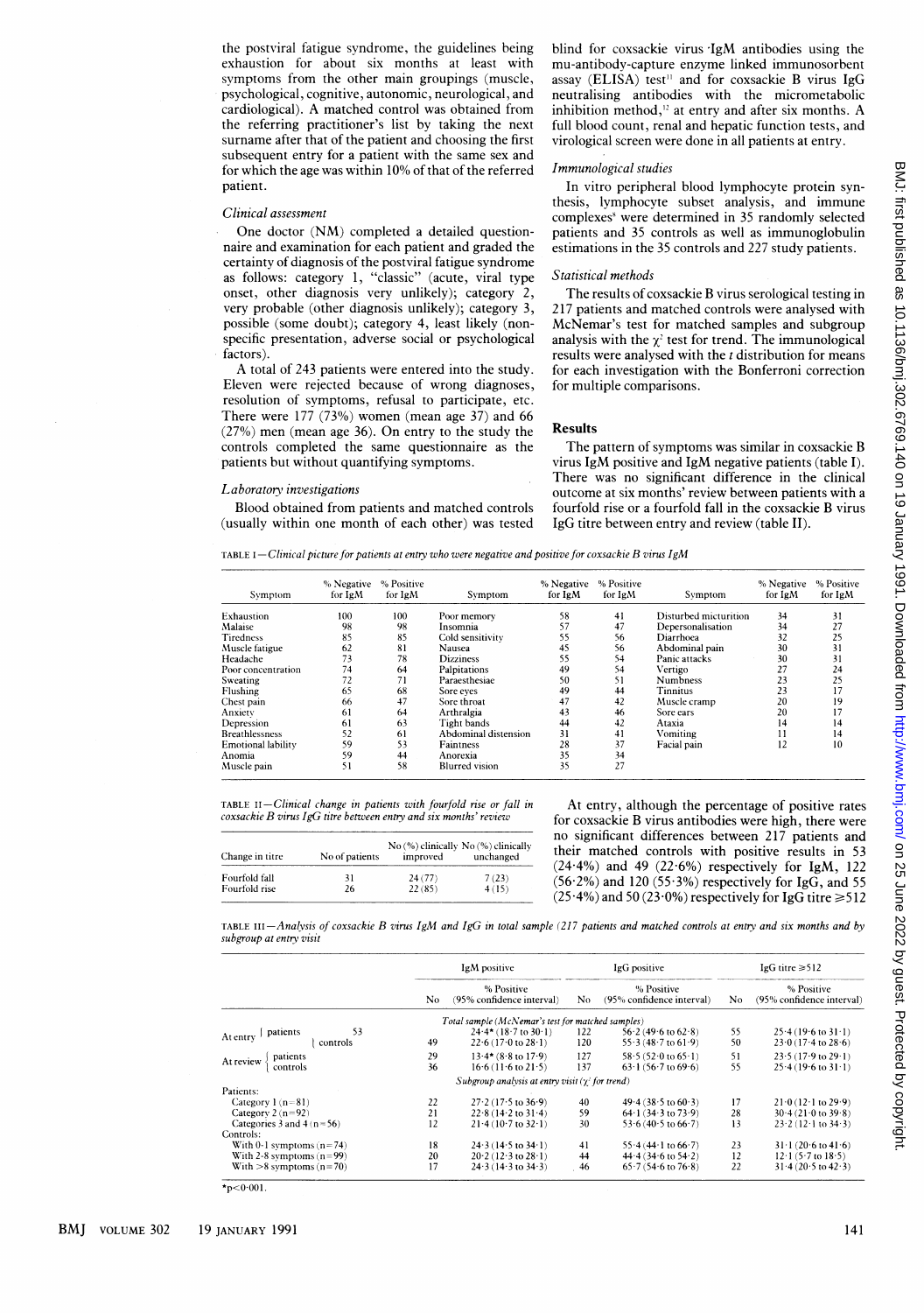the postviral fatigue syndrome, the guidelines being exhaustion for about six months at least with symptoms from the other main groupings (muscle, psychological, cognitive, autonomic, neurological, and cardiological). A matched control was obtained from the referring practitioner's list by taking the next surname after that of the patient and choosing the first subsequent entry for a patient with the same sex and for which the age was within 10% of that of the referred patient.

*Clinical assessment*

One doctor (NM) completed a detailed questionnaire and examination for each patient and graded the certainty of diagnosis of the postviral fatigue syndrome as follows: category 1, "classic" (acute, viral type onset, other diagnosis very unlikely); category 2, very probable (other diagnosis unlikely); category 3, possible (some doubt); category 4, least likely (nonspecific presentation, adverse social or psychological factors).

A total of 243 patients were entered into the study. Eleven were rejected because of wrong diagnoses, resolution of symptoms, refusal to participate, etc. There were 177 (73%) women (mean age 37) and 66 (27%) men (mean age 36). On entry to the study the controls completed the same questionnaire as the patients but without quantifying symptoms.

*Laboratory investigations*

Blood obtained from patients and matched controls (usually within one month of each other) was tested blind for coxsackie virus IgM antibodies using the mu-antibody-capture enzyme linked immunosorbent assay (ELISA) test[11] and for coxsackie B virus IgG neutralising antibodies with the micrometabolic inhibition method,[12] at entry and after six months. A full blood count, renal and hepatic function tests, and virological screen were done in all patients at entry.

*Immunological studies*

In vitro peripheral blood lymphocyte protein synthesis, lymphocyte subset analysis, and immune complexes[8] were determined in 35 randomly selected patients and 35 controls as well as immunoglobulin estimations in the 35 controls and 227 study patients.

*Statistical methods*

The results of coxsackie B virus serological testing in 217 patients and matched controls were analysed with McNemar's test for matched samples and subgroup analysis with the $\chi^2$ test for trend. The immunological results were analysed with the *t* distribution for means for each investigation with the Bonferroni correction for multiple comparisons.

## Results

The pattern of symptoms was similar in coxsackie B virus IgM positive and IgM negative patients (table I). There was no significant difference in the clinical outcome at six months' review between patients with a fourfold rise or a fourfold fall in the coxsackie B virus IgG titre between entry and review (table II).

TABLE I—*Clinical picture for patients at entry who were negative and positive for coxsackie B virus IgM*

| Symptom | % Negative for IgM | % Positive for IgM | Symptom | % Negative for IgM | % Positive for IgM | Symptom | % Negative for IgM | % Positive for IgM |
|---|---|---|---|---|---|---|---|---|
| Exhaustion | 100 | 100 | Poor memory | 58 | 41 | Disturbed micturition | 34 | 31 |
| Malaise | 98 | 98 | Insomnia | 57 | 47 | Depersonalisation | 34 | 27 |
| Tiredness | 85 | 85 | Cold sensitivity | 55 | 56 | Diarrhoea | 32 | 25 |
| Muscle fatigue | 87 | 81 | Nausea | 45 | 56 | Abdominal pain | 30 | 31 |
| Headache | 73 | 78 | Dizziness | 55 | 54 | Panic attacks | 30 | 31 |
| Poor concentration | 74 | 64 | Palpitations | 49 | 54 | Vertigo | 27 | 24 |
| Sweating | 72 | 71 | Paraesthesiae | 50 | 51 | Numbness | 23 | 25 |
| Flushing | 65 | 68 | Sore eyes | 49 | 44 | Tinnitus | 23 | 17 |
| Chest pain | 66 | 47 | Sore throat | 47 | 42 | Muscle cramp | 20 | 19 |
| Anxiety | 61 | 64 | Arthralgia | 43 | 46 | Sore ears | 20 | 17 |
| Depression | 61 | 63 | Tight bands | 44 | 42 | Ataxia | 14 | 14 |
| Breathlessness | 52 | 61 | Abdominal distension | 31 | 41 | Vomiting | 11 | 14 |
| Emotional lability | 59 | 53 | Faintness | 28 | 37 | Facial pain | 12 | 10 |
| Anomia | 59 | 44 | Anorexia | 35 | 34 | | | |
| Muscle pain | 51 | 58 | Blurred vision | 35 | 27 | | | |

TABLE II—*Clinical change in patients with fourfold rise or fall in coxsackie B virus IgG titre between entry and six months' review*

| Change in titre | No of patients | No (%) clinically improved | No (%) clinically unchanged |
|---|---|---|---|
| Fourfold fall | 31 | 24 (77) | 7 (23) |
| Fourfold rise | 26 | 22 (85) | 4 (15) |

At entry, although the percentage of positive rates for coxsackie B virus antibodies were high, there were no significant differences between 217 patients and their matched controls with positive results in 53 (24·4%) and 49 (22·6%) respectively for IgM, 122 (56·2%) and 120 (55·3%) respectively for IgG, and 55 (25·4%) and 50 (23·0%) respectively for IgG titre ≥512

TABLE III—*Analysis of coxsackie B virus IgM and IgG in total sample (217 patients and matched controls at entry and six months and by subgroup at entry visit*

| | IgM positive | | IgG positive | | IgG titre ≥512 | |
|---|---|---|---|---|---|---|
| | No | % Positive (95% confidence interval) | No | % Positive (95% confidence interval) | No | % Positive (95% confidence interval) |
| *Total sample (McNemar's test for matched samples)* | | | | | | |
| At entry: patients | 53 | 24·4* (18·7 to 30·1) | 122 | 56·2 (49·6 to 62·8) | 55 | 25·4 (19·6 to 31·1) |
| At entry: controls | 49 | 22·6 (17·0 to 28·1) | 120 | 55·3 (48·7 to 61·9) | 50 | 23·0 (17·4 to 28·6) |
| At review: patients | 29 | 13·4* (8·8 to 17·9) | 127 | 58·5 (52·0 to 65·1) | 51 | 23·5 (17·9 to 29·1) |
| At review: controls | 36 | 16·6 (11·6 to 21·5) | 137 | 63·1 (56·7 to 69·6) | 55 | 25·4 (19·6 to 31·1) |
| *Subgroup analysis at entry visit ($\chi^2$ for trend)* | | | | | | |
| Patients: | | | | | | |
| Category 1 (n=81) | 22 | 27·2 (17·5 to 36·9) | 40 | 49·4 (38·5 to 60·3) | 17 | 21·0 (12·1 to 29·9) |
| Category 2 (n=92) | 21 | 22·8 (14·2 to 31·4) | 59 | 64·1 (34·3 to 73·9) | 28 | 30·4 (21·0 to 39·8) |
| Categories 3 and 4 (n=56) | 12 | 21·4 (10·7 to 32·1) | 30 | 53·6 (40·5 to 66·7) | 13 | 23·2 (12·1 to 34·3) |
| Controls: | | | | | | |
| With 0-1 symptoms (n=74) | 18 | 24·3 (14·5 to 34·1) | 41 | 55·4 (44·1 to 66·7) | 23 | 31·1 (20·6 to 41·6) |
| With 2-8 symptoms (n=99) | 20 | 20·2 (12·3 to 28·1) | 44 | 44·4 (34·6 to 54·2) | 12 | 12·1 (5·7 to 18·5) |
| With >8 symptoms (n=70) | 17 | 24·3 (14·3 to 34·3) | 46 | 65·7 (54·6 to 76·8) | 22 | 31·4 (20·5 to 42·3) |

*p<0·001.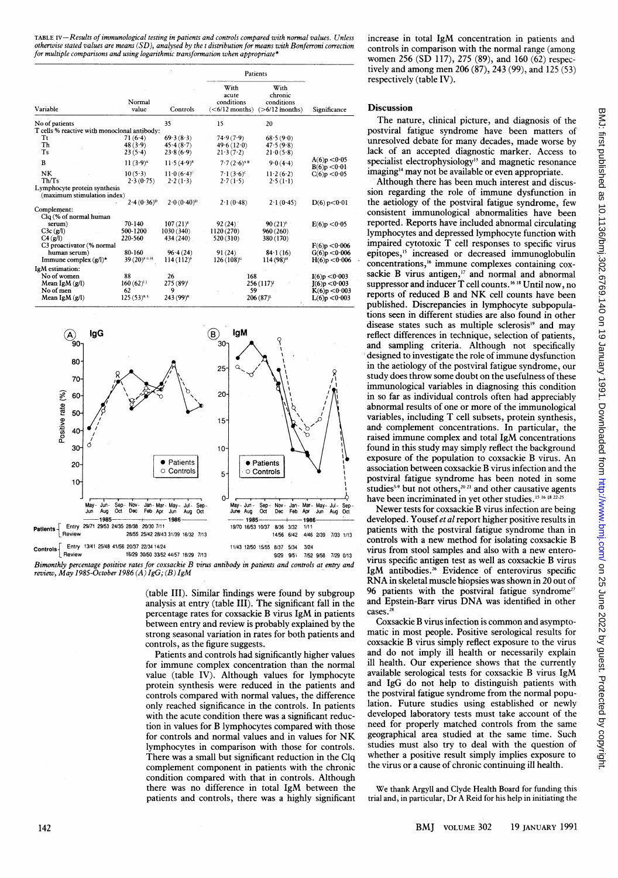TABLE IV—*Results of immunological testing in patients and controls compared with normal values. Unless otherwise stated values are means (SD), analysed by the t distribution for means with Bonferroni correction for multiple comparisons and using logarithmic transformation when appropriate**

| Variable | Normal value | Controls | Patients With acute conditions (<6/12 months) | Patients With chronic conditions (>6/12 months) | Significance |
|---|---|---|---|---|---|
| No of patients | | 35 | 15 | 20 | |
| T cells % reactive with monoclonal antibody: | | | | | |
| Tt | 71 (6·4) | 69·3 (8·3) | 74·9 (7·9) | 68·5 (9·0) | |
| Th | 48 (3·9) | 45·4 (8·7) | 49·6 (12·0) | 47·5 (9·8) | |
| Ts | 23 (5·4) | 23·8 (6·9) | 21·3 (7·2) | 21·0 (5·8) | |
| B | 11 (3·9)[A] | 11·5 (4·9)[B] | 7·7 (2·6)[A B] | 9·0 (4·4) | A(6)p <0·05 B(6)p <0·01 |
| NK | 10 (5·3) | 11·0 (6·4)[C] | 7·1 (3·6)[C] | 11·2 (6·2) | C(6)p <0·05 |
| Th/Ts | 2·3 (0·75) | 2·2 (1·3) | 2·7 (1·5) | 2·5 (1·1) | |
| Lymphocyte protein synthesis (maximum stimulation index) | 2·4 (0·36)[D] | 2·0 (0·40)[D] | 2·1 (0·48) | 2·1 (0·45) | D(6) p<0·01 |
| Complement: | | | | | |
| Clq (% of normal human serum) | 70-140 | 107 (21)[E] | 92 (24) | 90 (21)[E] | E(6)p <0·05 |
| C3c (g/l) | 500-1200 | 1030 (340) | 1120 (270) | 960 (260) | |
| C4 (g/l) | 220-560 | 434 (240) | 520 (310) | 380 (170) | |
| C3 proactivator (% normal human serum) | 80-160 | 96·4 (24) | 91 (24) | 84·1 (16) | F(6)p <0·006 G(6)p <0·006 |
| Immune complex (g/l)* | 39 (20)[F G H] | 114 (112)[F] | 126 (108)[G] | 114 (98)[H] | H(6)p <0·006 |
| IgM estimation: | | | | | |
| No of women | 88 | 26 | 168 | | I(6)p <0·003 |
| Mean IgM (g/l) | 160 (62)[I J] | 275 (89)[I] | 256 (117)[J] | | J(6)p <0·003 |
| No of men | 62 | 9 | 59 | | K(6)p <0·003 |
| Mean IgM (g/l) | 125 (53)[K L] | 243 (99)[K] | 206 (87)[L] | | L(6)p <0·003 |

*Bimonthly percentage positive rates for coxsackie B virus antibody in patients and controls at entry and review, May 1985-October 1986 (A) IgG; (B) IgM*

(table III). Similar findings were found by subgroup analysis at entry (table III). The significant fall in the percentage rates for coxsackie B virus IgM in patients between entry and review is probably explained by the strong seasonal variation in rates for both patients and controls, as the figure suggests.

Patients and controls had significantly higher values for immune complex concentration than the normal value (table IV). Although values for lymphocyte protein synthesis were reduced in the patients and controls compared with normal values, the difference only reached significance in the controls. In patients with the acute condition there was a significant reduction in values for B lymphocytes compared with those for controls and normal values and in values for NK lymphocytes in comparison with those for controls. There was a small but significant reduction in the Clq complement component in patients with the chronic condition compared with that in controls. Although there was no difference in total IgM between the patients and controls, there was a highly significant increase in total IgM concentration in patients and controls in comparison with the normal range (among women 256 (SD 117), 275 (89), and 160 (62) respectively and among men 206 (87), 243 (99), and 125 (53) respectively (table IV).

## Discussion

The nature, clinical picture, and diagnosis of the postviral fatigue syndrome have been matters of unresolved debate for many decades, made worse by lack of an accepted diagnostic marker. Access to specialist electrophysiology[13] and magnetic resonance imaging[14] may not be available or even appropriate.

Although there has been much interest and discussion regarding the role of immune dysfunction in the aetiology of the postviral fatigue syndrome, few consistent immunological abnormalities have been reported. Reports have included abnormal circulating lymphocytes and depressed lymphocyte function with impaired cytotoxic T cell responses to specific virus epitopes,[15] increased or decreased immunoglobulin concentrations,[16] immune complexes containing coxsackie B virus antigen,[17] and normal and abnormal suppressor and inducer T cell counts.[16 18] Until now, no reports of reduced B and NK cell counts have been published. Discrepancies in lymphocyte subpopulations seen in different studies are also found in other disease states such as multiple sclerosis[19] and may reflect differences in technique, selection of patients, and sampling criteria. Although not specifically designed to investigate the role of immune dysfunction in the aetiology of the postviral fatigue syndrome, our study does throw some doubt on the usefulness of these immunological variables in diagnosing this condition in so far as individual controls often had appreciably abnormal results of one or more of the immunological variables, including T cell subsets, protein synthesis, and complement concentrations. In particular, the raised immune complex and total IgM concentrations found in this study may simply reflect the background exposure of the population to coxsackie B virus. An association between coxsackie B virus infection and the postviral fatigue syndrome has been noted in some studies[5-9] but not others,[20 21] and other causative agents have been incriminated in yet other studies.[15 16 18 22-25]

Newer tests for coxsackie B virus infection are being developed. Yousef *et al* report higher positive results in patients with the postviral fatigue syndrome than in controls with a new method for isolating coxsackie B virus from stool samples and also with a new enterovirus specific antigen test as well as coxsackie B virus IgM antibodies.[26] Evidence of enterovirus specific RNA in skeletal muscle biopsies was shown in 20 out of 96 patients with the postviral fatigue syndrome[27] and Epstein-Barr virus DNA was identified in other cases.[28]

Coxsackie B virus infection is common and asymptomatic in most people. Positive serological results for coxsackie B virus simply reflect exposure to the virus and do not imply ill health or necessarily explain ill health. Our experience shows that the currently available serological tests for coxsackie B virus IgM and IgG do not help to distinguish patients with the postviral fatigue syndrome from the normal population. Future studies using established or newly developed laboratory tests must take account of the need for properly matched controls from the same geographical area studied at the same time. Such studies must also try to deal with the question of whether a positive result simply implies exposure to the virus or a cause of chronic continuing ill health.

We thank Argyll and Clyde Health Board for funding this trial and, in particular, Dr A Reid for his help in initiating the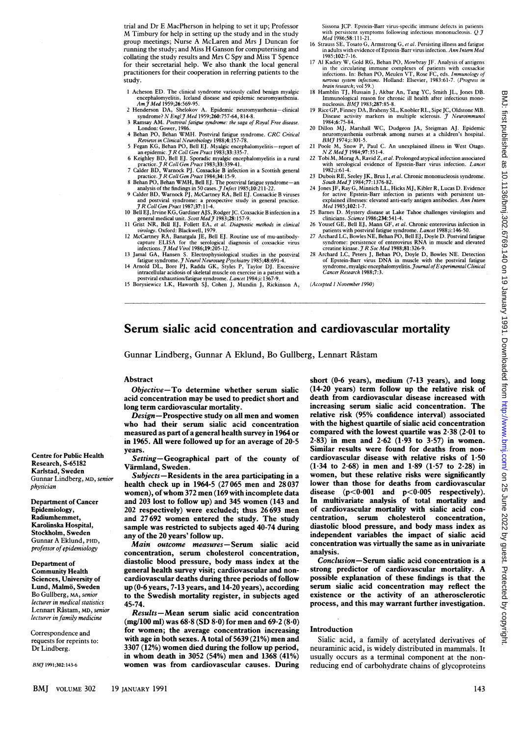trial and Dr E MacPherson in helping to set it up; Professor M Timbury for help in setting up the study and in the study group meetings; Nurse A McLaren and Mrs J Duncan for running the study; and Miss H Ganson for computerising and collating the study results and Mrs C Spy and Miss T Spence for their secretarial help. We also thank the local general practitioners for their cooperation in referring patients to the study.

1 Acheson ED. The clinical syndrome variously called benign myalgic encephalomyelitis, Iceland disease and epidemic neuromyasthenia. *Am J Med* 1959;26:569-95.
2 Henderson DA, Shelokov A. Epidemic neuromyasthenia—clinical syndrome? *N Engl J Med* 1959;260:757-64, 814-8.
3 Ramsay AM. *Postviral fatigue syndrome: the saga of Royal Free disease.* London: Gower, 1986.
4 Behan PO, Behan WMH. Postviral fatigue syndrome. *CRC Critical Reviews in Clinical Neurobiology* 1988;4:157-78.
5 Fegan KG, Behan PO, Bell EJ. Myalgic encephalomyelitis—report of an epidemic. *J R Coll Gen Pract* 1983;33:335-7.
6 Keighley BD, Bell EJ. Sporadic myalgic encephalomyelitis in a rural practice. *J R Coll Gen Pract* 1983;33:339-41.
7 Calder BD, Warnock PJ. Coxsackie B infection in a Scottish general practice. *J R Coll Gen Pract* 1984;34:15-9.
8 Behan PO, Behan WMH, Bell EJ. The postviral fatigue syndrome—an analysis of the findings in 50 cases. *J Infect* 1985;10:211-22.
9 Calder BD, Warnock PJ, McCartney RA, Bell EJ. Coxsackie B viruses and postviral syndrome: a prospective study in general practice. *J R Coll Gen Pract* 1987;37:11-4.
10 Bell EJ, Irvine KG, Gardiner AJS, Rodger JC. Coxsackie B infection in a general medical unit. *Scott Med J* 1983;28:157-9.
11 Grist NR, Bell EJ, Follett EA, *et al. Diagnostic methods in clinical virology.* Oxford: Blackwell, 1979.
12 McCartney RA, Banatgala JE, Bell EJ. Routine use of mu-antibody-capture ELISA for the serological diagnosis of coxsackie virus infections. *J Med Virol* 1986;19:205-12.
13 Jamal GA, Hansen S. Electrophysiological studies in the postviral fatigue syndrome. *J Neurol Neurosurg Psychiatry* 1985;48:691-4.
14 Arnold DL, Bore PJ, Radda GK, Styles P, Taylor DJ. Excessive intracellular acidosis of skeletal muscle on exercise in a patient with a postviral exhaustion/fatigue syndrome. *Lancet* 1984;i:1367-9.
15 Borysiewicz LK, Haworth SJ, Cohen J, Mundin J, Rickinson A, Sissona JCP. Epstein-Barr virus-specific immune defects in patients with persistent symptoms following infectious mononucleosis. *Q J Med* 1986;58:111-21.
16 Strauss SE, Tosato G, Armstrong G, *et al.* Persisting illness and fatigue in adults with evidence of Epstein-Barr virus infection. *Ann Intern Med* 1985;102:7-16.
17 Al Kadiry W, Gold RG, Behan PO, Mowbray JF. Analysis of antigens in the circulating immune complexes of patients with coxsackie infections. In: Behan PO, Meulen VT, Rose FC, eds. *Immunology of nervous system infections.* Holland: Elsevier, 1983:61-7. (*Progress in brain research*; vol 59.)
18 Hamblin TJ, Hussain J, Akbar An, Tang YC, Smith JL, Jones DB. Immunological reason for chronic ill health after infectious mononucleosis. *BMJ* 1983;287:85-8.
19 Rice GP, Finney DA, Braheny SL, Knobler RL, Sipe JC, Oldstone MB. Disease activity markers in multiple sclerosis. *J Neuroimmunol* 1984;6:75-84.
20 Dillon MJ, Marshall WC, Dudgeon JA, Steigman AJ. Epidemic neuromyasthenia outbreak among nurses at a children's hospital. *BMJ* 1974;i:301-5.
21 Poole M, Snow P, Paul C. An unexplained illness in West Otago. *N Z Med J* 1984;97:351-4.
22 Tobi M, Morag A, Ravid Z, *et al.* Prolonged atypical infection associated with serological evidence of Epstein-Barr virus infection. *Lancet* 1982;i:61-4.
23 Dubois RE, Seeley JK, Brus I, *et al.* Chronic mononucleosis syndrome. *South Med J* 1984;77:1376-82.
24 Jones JF, Ray G, Minnich LL, Hicks MJ, Kibler R, Lucas D. Evidence for active Epstein-Barr infection in patients with persistent unexplained illnesses: elevated anti-early antigen antibodies. *Ann Intern Med* 1985;102:1-7.
25 Barnes D. Mystery disease at Lake Tahoe challenges virologists and clinicians. *Science* 1986;234:541-4.
26 Yousef GE, Bell EJ, Mann GF, *et al.* Chronic enterovirus infection in patients with postviral fatigue syndrome. *Lancet* 1988;i:146-50.
27 Archard LC, Bowles NE, Behan PO, Bell EJ, Doyle D. Postviral fatigue syndrome: persistence of enterovirus RNA in muscle and elevated creatine kinase. *J R Soc Med* 1988;81:326-9.
28 Archard LC, Peters J, Behan PO, Doyle D, Bowles NE. Detection of Epstein-Barr virus DNA in muscle with the postviral fatigue syndrome, myalgic encephalomyelitis. *Journal of Experimental Clinical Cancer Research* 1988;7:3.

*(Accepted 1 November 1990)*

# Serum sialic acid concentration and cardiovascular mortality

Gunnar Lindberg, Gunnar A Eklund, Bo Gullberg, Lennart Råstam

Centre for Public Health Research, S-65182 Karlstad, Sweden
Gunnar Lindberg, MD, *senior physician*

Department of Cancer Epidemiology, Radiumhemmet, Karolinska Hospital, Stockholm, Sweden
Gunnar A Eklund, PHD, *professor of epidemiology*

Department of Community Health Sciences, University of Lund, Malmö, Sweden
Bo Gullberg, MA, *senior lecturer in medical statistics*
Lennart Råstam, MD, *senior lecturer in family medicine*

Correspondence and requests for reprints to: Dr Lindberg.

*BMJ* 1991;302:143-6

## Abstract

*Objective*—To determine whether serum sialic acid concentration may be used to predict short and long term cardiovascular mortality.

*Design*—Prospective study on all men and women who had their serum sialic acid concentration measured as part of a general health survey in 1964 or in 1965. All were followed up for an average of 20·5 years.

*Setting*—Geographical part of the county of Värmland, Sweden.

*Subjects*—Residents in the area participating in a health check up in 1964-5 (27 065 men and 28 037 women), of whom 372 men (169 with incomplete data and 203 lost to follow up) and 345 women (143 and 202 respectively) were excluded; thus 26 693 men and 27 692 women entered the study. The study sample was restricted to subjects aged 40-74 during any of the 20 years' follow up.

*Main outcome measures*—Serum sialic acid concentration, serum cholesterol concentration, diastolic blood pressure, body mass index at the general health survey visit; cardiovascular and non-cardiovascular deaths during three periods of follow up (0-6 years, 7-13 years, and 14-20 years), according to the Swedish mortality register, in subjects aged 45-74.

*Results*—Mean serum sialic acid concentration (mg/100 ml) was 68·8 (SD 8·0) for men and 69·2 (8·0) for women; the average concentration increasing with age in both sexes. A total of 5639 (21%) men and 3307 (12%) women died during the follow up period, in whom death in 3052 (54%) men and 1368 (41%) women was from cardiovascular causes. During short (0-6 years), medium (7-13 years), and long (14-20 years) term follow up the relative risk of death from cardiovascular disease increased with increasing serum sialic acid concentration. The relative risk (95% confidence interval) associated with the highest quartile of sialic acid concentration compared with the lowest quartile was 2·38 (2·01 to 2·83) in men and 2·62 (1·93 to 3·57) in women. Similar results were found for deaths from non-cardiovascular disease with relative risks of 1·50 (1·34 to 2·68) in men and 1·89 (1·57 to 2·28) in women, but these relative risks were significantly lower than those for deaths from cardiovascular disease ($p<0·001$ and $p<0·005$ respectively). In multivariate analysis of total mortality and of cardiovascular mortality with sialic acid concentration, serum cholesterol concentration, diastolic blood pressure, and body mass index as independent variables the impact of sialic acid concentration was virtually the same as in univariate analysis.

*Conclusion*—Serum sialic acid concentration is a strong predictor of cardiovascular mortality. A possible explanation of these findings is that the serum sialic acid concentration may reflect the existence or the activity of an atherosclerotic process, and this may warrant further investigation.

## Introduction

Sialic acid, a family of acetylated derivatives of neuraminic acid, is widely distributed in mammals. It usually occurs as a terminal component at the non-reducing end of carbohydrate chains of glycoproteins